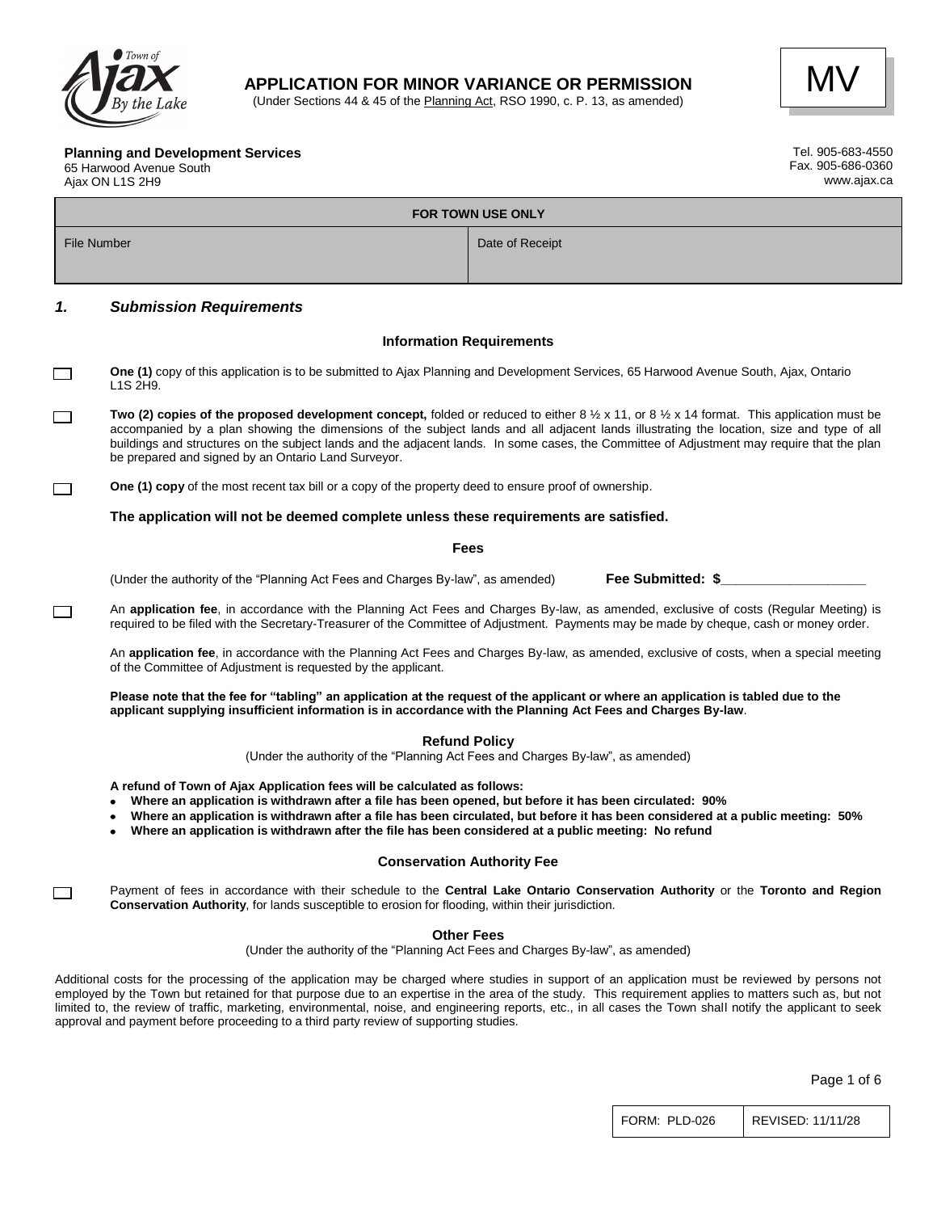# APPLICATION FOR MINOR VARIANCE OR PERMISSION

(Under Sections 44 & 45 of the Planning Act, RSO 1990, c. P. 13, as amended)

MV

**Planning and Development Services**
65 Harwood Avenue South
Ajax ON L1S 2H9

Tel. 905-683-4550
Fax. 905-686-0360
www.ajax.ca

| FOR TOWN USE ONLY | |
|---|---|
| File Number | Date of Receipt |

## *1. Submission Requirements*

### Information Requirements

☐ **One (1)** copy of this application is to be submitted to Ajax Planning and Development Services, 65 Harwood Avenue South, Ajax, Ontario L1S 2H9.

☐ **Two (2) copies of the proposed development concept,** folded or reduced to either 8 ½ x 11, or 8 ½ x 14 format. This application must be accompanied by a plan showing the dimensions of the subject lands and all adjacent lands illustrating the location, size and type of all buildings and structures on the subject lands and the adjacent lands. In some cases, the Committee of Adjustment may require that the plan be prepared and signed by an Ontario Land Surveyor.

☐ **One (1) copy** of the most recent tax bill or a copy of the property deed to ensure proof of ownership.

**The application will not be deemed complete unless these requirements are satisfied.**

### Fees

(Under the authority of the "Planning Act Fees and Charges By-law", as amended) **Fee Submitted: $\_\_\_\_\_\_\_\_\_\_\_\_\_\_\_\_\_\_\_**

☐ An **application fee**, in accordance with the Planning Act Fees and Charges By-law, as amended, exclusive of costs (Regular Meeting) is required to be filed with the Secretary-Treasurer of the Committee of Adjustment. Payments may be made by cheque, cash or money order.

An **application fee**, in accordance with the Planning Act Fees and Charges By-law, as amended, exclusive of costs, when a special meeting of the Committee of Adjustment is requested by the applicant.

**Please note that the fee for "tabling" an application at the request of the applicant or where an application is tabled due to the applicant supplying insufficient information is in accordance with the Planning Act Fees and Charges By-law**.

### Refund Policy

(Under the authority of the "Planning Act Fees and Charges By-law", as amended)

**A refund of Town of Ajax Application fees will be calculated as follows:**

- **Where an application is withdrawn after a file has been opened, but before it has been circulated: 90%**
- **Where an application is withdrawn after a file has been circulated, but before it has been considered at a public meeting: 50%**
- **Where an application is withdrawn after the file has been considered at a public meeting: No refund**

### Conservation Authority Fee

☐ Payment of fees in accordance with their schedule to the **Central Lake Ontario Conservation Authority** or the **Toronto and Region Conservation Authority**, for lands susceptible to erosion for flooding, within their jurisdiction.

### Other Fees

(Under the authority of the "Planning Act Fees and Charges By-law", as amended)

Additional costs for the processing of the application may be charged where studies in support of an application must be reviewed by persons not employed by the Town but retained for that purpose due to an expertise in the area of the study. This requirement applies to matters such as, but not limited to, the review of traffic, marketing, environmental, noise, and engineering reports, etc., in all cases the Town shall notify the applicant to seek approval and payment before proceeding to a third party review of supporting studies.

| FORM: PLD-026 | REVISED: 11/11/28 |
|---|---|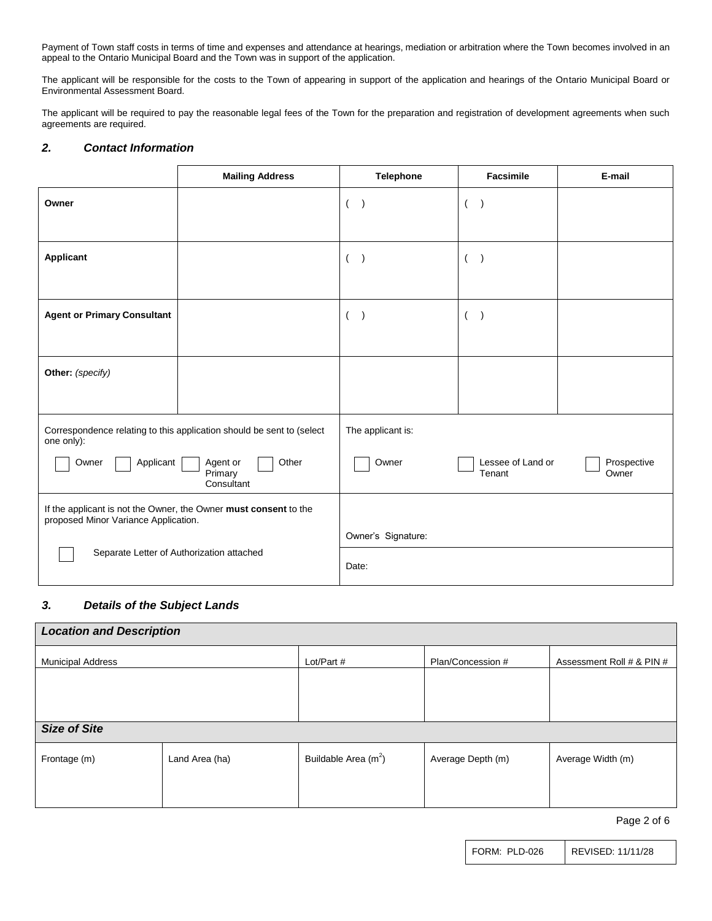Payment of Town staff costs in terms of time and expenses and attendance at hearings, mediation or arbitration where the Town becomes involved in an appeal to the Ontario Municipal Board and the Town was in support of the application.

The applicant will be responsible for the costs to the Town of appearing in support of the application and hearings of the Ontario Municipal Board or Environmental Assessment Board.

The applicant will be required to pay the reasonable legal fees of the Town for the preparation and registration of development agreements when such agreements are required.

## *2. Contact Information*

| | Mailing Address | Telephone | Facsimile | E-mail |
|---|---|---|---|---|
| **Owner** | | ( ) | ( ) | |
| **Applicant** | | ( ) | ( ) | |
| **Agent or Primary Consultant** | | ( ) | ( ) | |
| **Other:** *(specify)* | | | | |

| | |
|---|---|
| Correspondence relating to this application should be sent to (select one only): ☐ Owner ☐ Applicant ☐ Agent or Primary Consultant ☐ Other | The applicant is: ☐ Owner ☐ Lessee of Land or Tenant ☐ Prospective Owner |
| If the applicant is not the Owner, the Owner **must consent** to the proposed Minor Variance Application. | Owner's Signature: |
| ☐ Separate Letter of Authorization attached | Date: |

## *3. Details of the Subject Lands*

| ***Location and Description*** | | | | |
|---|---|---|---|---|
| Municipal Address | | Lot/Part # | Plan/Concession # | Assessment Roll # & PIN # |
| | | | | |
| ***Size of Site*** | | | | |
| Frontage (m) | Land Area (ha) | Buildable Area ($m^2$) | Average Depth (m) | Average Width (m) |
| | | | | |

| FORM: PLD-026 | REVISED: 11/11/28 |
|---|---|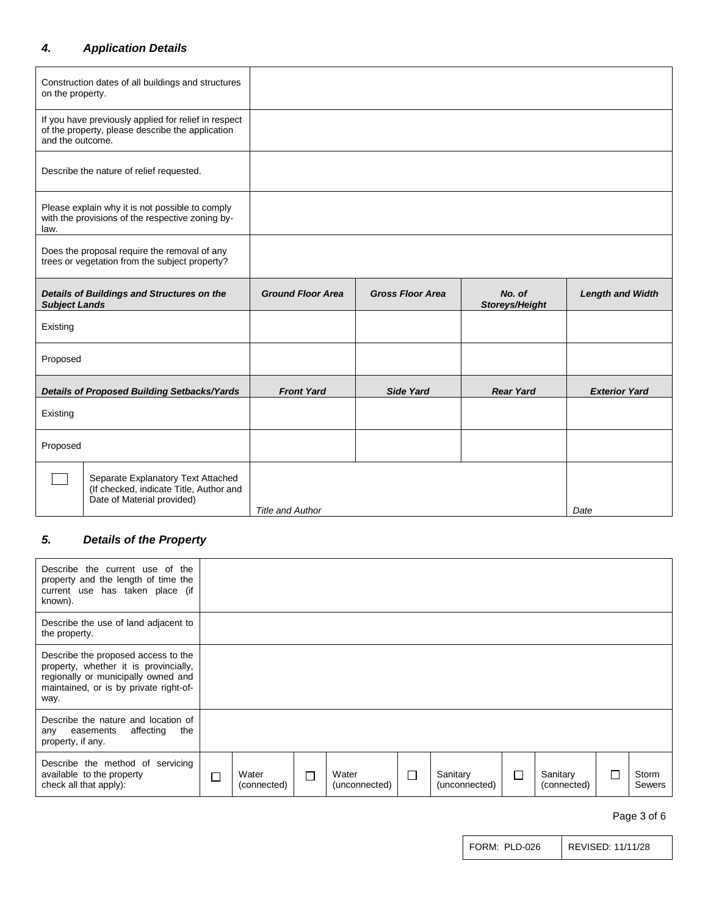#### 4. *Application Details*

| | | | | |
|---|---|---|---|---|
| Construction dates of all buildings and structures on the property. | | | | |
| If you have previously applied for relief in respect of the property, please describe the application and the outcome. | | | | |
| Describe the nature of relief requested. | | | | |
| Please explain why it is not possible to comply with the provisions of the respective zoning by-law. | | | | |
| Does the proposal require the removal of any trees or vegetation from the subject property? | | | | |
| ***Details of Buildings and Structures on the Subject Lands*** | ***Ground Floor Area*** | ***Gross Floor Area*** | ***No. of Storeys/Height*** | ***Length and Width*** |
| Existing | | | | |
| Proposed | | | | |
| ***Details of Proposed Building Setbacks/Yards*** | ***Front Yard*** | ***Side Yard*** | ***Rear Yard*** | ***Exterior Yard*** |
| Existing | | | | |
| Proposed | | | | |
| ☐ Separate Explanatory Text Attached (If checked, indicate Title, Author and Date of Material provided) | *Title and Author* | | | *Date* |

#### 5. *Details of the Property*

| | |
|---|---|
| Describe the current use of the property and the length of time the current use has taken place (if known). | |
| Describe the use of land adjacent to the property. | |
| Describe the proposed access to the property, whether it is provincially, regionally or municipally owned and maintained, or is by private right-of-way. | |
| Describe the nature and location of any easements affecting the property, if any. | |
| Describe the method of servicing available to the property check all that apply): | ☐ Water (connected) ☐ Water (unconnected) ☐ Sanitary (unconnected) ☐ Sanitary (connected) ☐ Storm Sewers |

| FORM: PLD-026 | REVISED: 11/11/28 |
|---|---|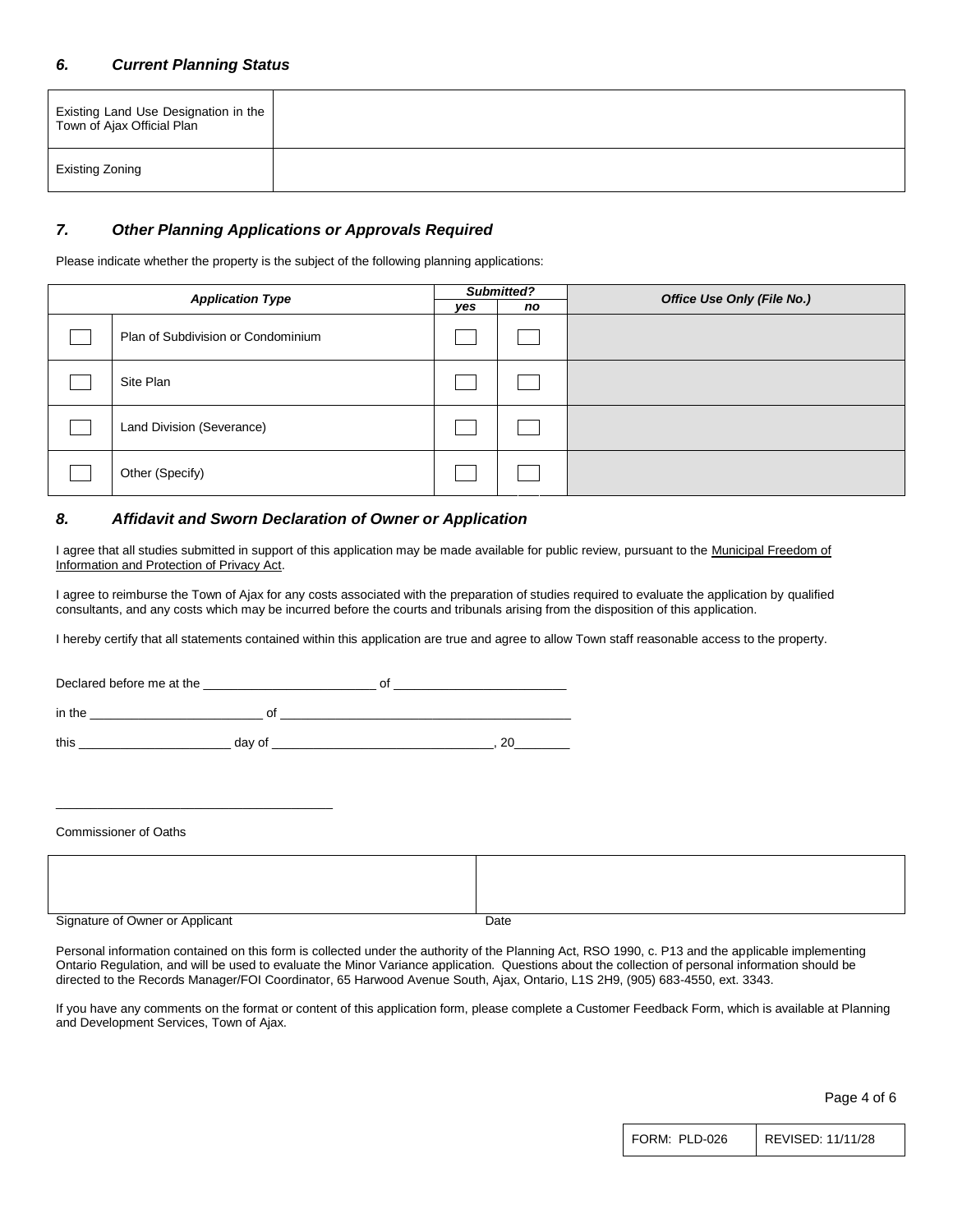### *6. Current Planning Status*

| | |
|---|---|
| Existing Land Use Designation in the Town of Ajax Official Plan | |
| Existing Zoning | |

### *7. Other Planning Applications or Approvals Required*

Please indicate whether the property is the subject of the following planning applications:

| ***Application Type*** | | ***Submitted?*** | | ***Office Use Only (File No.)*** |
|---|---|---|---|---|
| | | ***yes*** | ***no*** | |
| ☐ | Plan of Subdivision or Condominium | ☐ | ☐ | |
| ☐ | Site Plan | ☐ | ☐ | |
| ☐ | Land Division (Severance) | ☐ | ☐ | |
| ☐ | Other (Specify) | ☐ | ☐ | |

### *8. Affidavit and Sworn Declaration of Owner or Application*

I agree that all studies submitted in support of this application may be made available for public review, pursuant to the Municipal Freedom of Information and Protection of Privacy Act.

I agree to reimburse the Town of Ajax for any costs associated with the preparation of studies required to evaluate the application by qualified consultants, and any costs which may be incurred before the courts and tribunals arising from the disposition of this application.

I hereby certify that all statements contained within this application are true and agree to allow Town staff reasonable access to the property.

Declared before me at the _________________________ of _________________________

in the _________________________ of __________________________________________

this ______________________ day of ________________________________, 20________

_______________________________________

Commissioner of Oaths

| | |
|---|---|
| | |
| Signature of Owner or Applicant | Date |

Personal information contained on this form is collected under the authority of the Planning Act, RSO 1990, c. P13 and the applicable implementing Ontario Regulation, and will be used to evaluate the Minor Variance application. Questions about the collection of personal information should be directed to the Records Manager/FOI Coordinator, 65 Harwood Avenue South, Ajax, Ontario, L1S 2H9, (905) 683-4550, ext. 3343.

If you have any comments on the format or content of this application form, please complete a Customer Feedback Form, which is available at Planning and Development Services, Town of Ajax.

| FORM: PLD-026 | REVISED: 11/11/28 |
|---|---|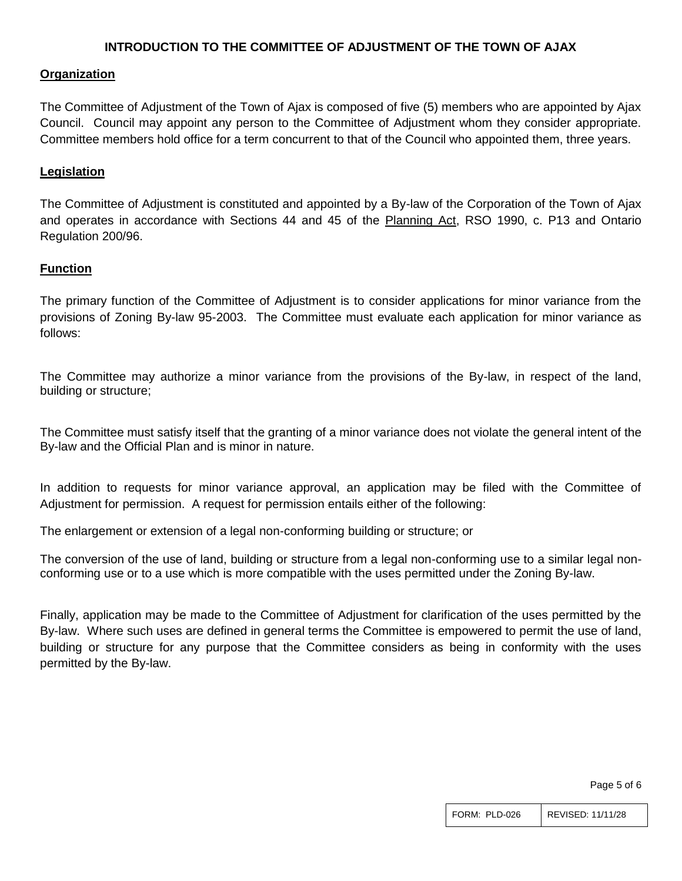# INTRODUCTION TO THE COMMITTEE OF ADJUSTMENT OF THE TOWN OF AJAX

## Organization

The Committee of Adjustment of the Town of Ajax is composed of five (5) members who are appointed by Ajax Council. Council may appoint any person to the Committee of Adjustment whom they consider appropriate. Committee members hold office for a term concurrent to that of the Council who appointed them, three years.

## Legislation

The Committee of Adjustment is constituted and appointed by a By-law of the Corporation of the Town of Ajax and operates in accordance with Sections 44 and 45 of the Planning Act, RSO 1990, c. P13 and Ontario Regulation 200/96.

## Function

The primary function of the Committee of Adjustment is to consider applications for minor variance from the provisions of Zoning By-law 95-2003. The Committee must evaluate each application for minor variance as follows:

The Committee may authorize a minor variance from the provisions of the By-law, in respect of the land, building or structure;

The Committee must satisfy itself that the granting of a minor variance does not violate the general intent of the By-law and the Official Plan and is minor in nature.

In addition to requests for minor variance approval, an application may be filed with the Committee of Adjustment for permission. A request for permission entails either of the following:

The enlargement or extension of a legal non-conforming building or structure; or

The conversion of the use of land, building or structure from a legal non-conforming use to a similar legal non-conforming use or to a use which is more compatible with the uses permitted under the Zoning By-law.

Finally, application may be made to the Committee of Adjustment for clarification of the uses permitted by the By-law. Where such uses are defined in general terms the Committee is empowered to permit the use of land, building or structure for any purpose that the Committee considers as being in conformity with the uses permitted by the By-law.

| FORM: PLD-026 | REVISED: 11/11/28 |
|---|---|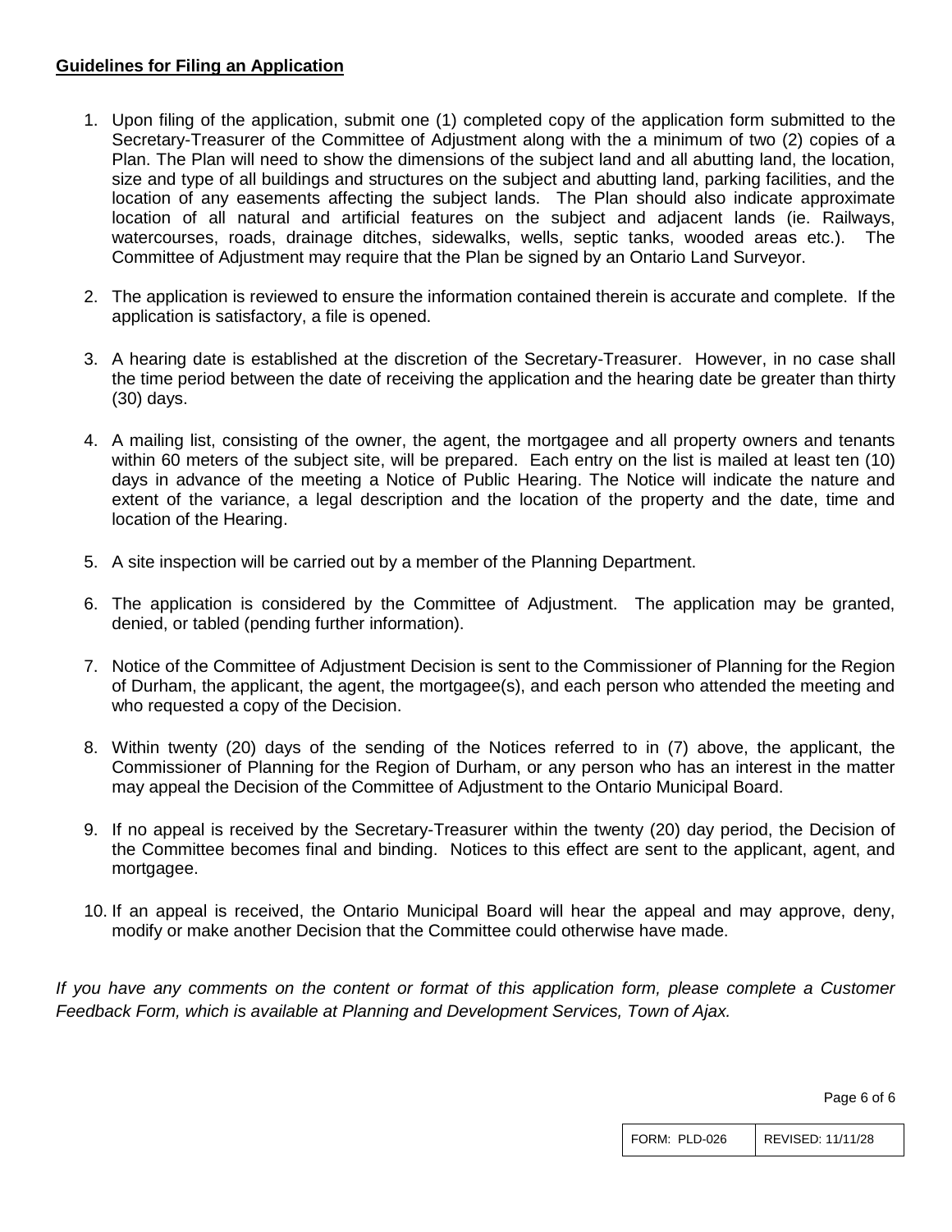**Guidelines for Filing an Application**

1. Upon filing of the application, submit one (1) completed copy of the application form submitted to the Secretary-Treasurer of the Committee of Adjustment along with the a minimum of two (2) copies of a Plan. The Plan will need to show the dimensions of the subject land and all abutting land, the location, size and type of all buildings and structures on the subject and abutting land, parking facilities, and the location of any easements affecting the subject lands. The Plan should also indicate approximate location of all natural and artificial features on the subject and adjacent lands (ie. Railways, watercourses, roads, drainage ditches, sidewalks, wells, septic tanks, wooded areas etc.). The Committee of Adjustment may require that the Plan be signed by an Ontario Land Surveyor.

2. The application is reviewed to ensure the information contained therein is accurate and complete. If the application is satisfactory, a file is opened.

3. A hearing date is established at the discretion of the Secretary-Treasurer. However, in no case shall the time period between the date of receiving the application and the hearing date be greater than thirty (30) days.

4. A mailing list, consisting of the owner, the agent, the mortgagee and all property owners and tenants within 60 meters of the subject site, will be prepared. Each entry on the list is mailed at least ten (10) days in advance of the meeting a Notice of Public Hearing. The Notice will indicate the nature and extent of the variance, a legal description and the location of the property and the date, time and location of the Hearing.

5. A site inspection will be carried out by a member of the Planning Department.

6. The application is considered by the Committee of Adjustment. The application may be granted, denied, or tabled (pending further information).

7. Notice of the Committee of Adjustment Decision is sent to the Commissioner of Planning for the Region of Durham, the applicant, the agent, the mortgagee(s), and each person who attended the meeting and who requested a copy of the Decision.

8. Within twenty (20) days of the sending of the Notices referred to in (7) above, the applicant, the Commissioner of Planning for the Region of Durham, or any person who has an interest in the matter may appeal the Decision of the Committee of Adjustment to the Ontario Municipal Board.

9. If no appeal is received by the Secretary-Treasurer within the twenty (20) day period, the Decision of the Committee becomes final and binding. Notices to this effect are sent to the applicant, agent, and mortgagee.

10. If an appeal is received, the Ontario Municipal Board will hear the appeal and may approve, deny, modify or make another Decision that the Committee could otherwise have made.

*If you have any comments on the content or format of this application form, please complete a Customer Feedback Form, which is available at Planning and Development Services, Town of Ajax.*

| | |
|---|---|
| FORM: PLD-026 | REVISED: 11/11/28 |